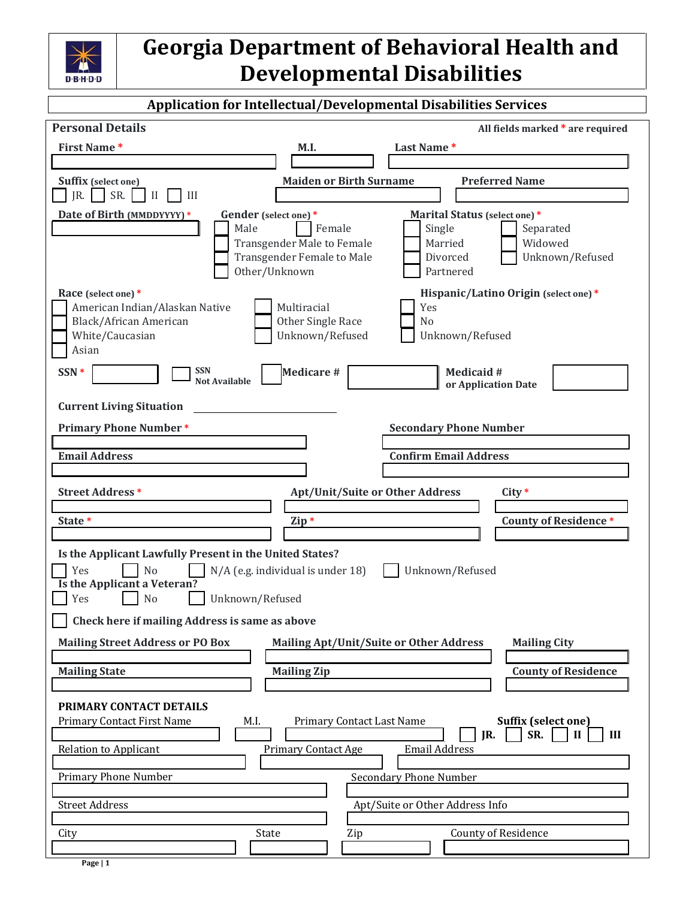# Georgia Department of Behavioral Health and Developmental Disabilities

## Application for Intellectual/Developmental Disabilities Services

### Personal Details

All fields marked * are required

**First Name** * ____________ **M.I.** ____ **Last Name** * ____________

**Suffix** (select one)
☐ JR. ☐ SR. ☐ II ☐ III

**Maiden or Birth Surname** ____________ **Preferred Name** ____________

**Date of Birth** (MMDDYYYY) * ____________

**Gender** (select one) *
☐ Male ☐ Female
☐ Transgender Male to Female
☐ Transgender Female to Male
☐ Other/Unknown

**Marital Status** (select one) *
☐ Single ☐ Separated
☐ Married ☐ Widowed
☐ Divorced ☐ Unknown/Refused
☐ Partnered

**Race** (select one) *
☐ American Indian/Alaskan Native
☐ Black/African American
☐ White/Caucasian
☐ Asian
☐ Multiracial
☐ Other Single Race
☐ Unknown/Refused

**Hispanic/Latino Origin** (select one) *
☐ Yes
☐ No
☐ Unknown/Refused

**SSN** * ____________ ☐ **SSN Not Available** ☐ **Medicare #** ____________ **Medicaid # or Application Date** ____________

**Current Living Situation** ____________

**Primary Phone Number** * ____________ **Secondary Phone Number** ____________

**Email Address** ____________ **Confirm Email Address** ____________

**Street Address** * ____________ **Apt/Unit/Suite or Other Address** ____________ **City** * ____________

**State** * ____________ **Zip** * ____________ **County of Residence** * ____________

**Is the Applicant Lawfully Present in the United States?**
☐ Yes ☐ No ☐ N/A (e.g. individual is under 18) ☐ Unknown/Refused

**Is the Applicant a Veteran?**
☐ Yes ☐ No ☐ Unknown/Refused

☐ **Check here if mailing Address is same as above**

**Mailing Street Address or PO Box** ____________ **Mailing Apt/Unit/Suite or Other Address** ____________ **Mailing City** ____________

**Mailing State** ____________ **Mailing Zip** ____________ **County of Residence** ____________

### PRIMARY CONTACT DETAILS

Primary Contact First Name ____________ M.I. ____ Primary Contact Last Name ____________

**Suffix (select one)**
☐ **JR.** ☐ **SR.** ☐ **II** ☐ **III**

Relation to Applicant ____________ Primary Contact Age ____________ Email Address ____________

Primary Phone Number ____________ Secondary Phone Number ____________

Street Address ____________ Apt/Suite or Other Address Info ____________

City ____________ State ____________ Zip ____________ County of Residence ____________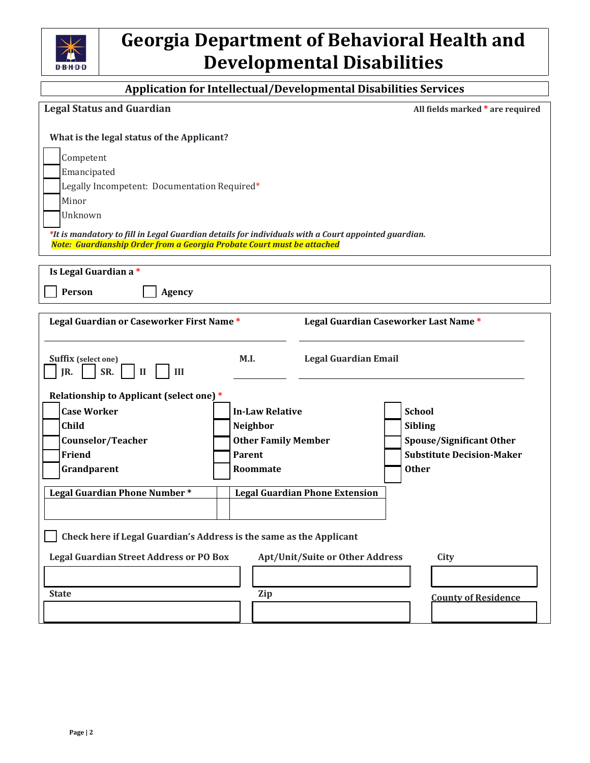# Georgia Department of Behavioral Health and Developmental Disabilities

## Application for Intellectual/Developmental Disabilities Services

### Legal Status and Guardian

All fields marked * are required

**What is the legal status of the Applicant?**

- [ ] Competent
- [ ] Emancipated
- [ ] Legally Incompetent: Documentation Required*
- [ ] Minor
- [ ] Unknown

****It is mandatory to fill in Legal Guardian details for individuals with a Court appointed guardian.***

***Note: Guardianship Order from a Georgia Probate Court must be attached***

**Is Legal Guardian a ***

- [ ] **Person**
- [ ] **Agency**

**Legal Guardian or Caseworker First Name *** ____________________

**Legal Guardian Caseworker Last Name *** ____________________

**Suffix** (select one)
- [ ] **JR.**
- [ ] **SR.**
- [ ] **II**
- [ ] **III**

**M.I.** ____________________

**Legal Guardian Email** ____________________

**Relationship to Applicant (select one) ***

- [ ] **Case Worker**
- [ ] **Child**
- [ ] **Counselor/Teacher**
- [ ] **Friend**
- [ ] **Grandparent**
- [ ] **In-Law Relative**
- [ ] **Neighbor**
- [ ] **Other Family Member**
- [ ] **Parent**
- [ ] **Roommate**
- [ ] **School**
- [ ] **Sibling**
- [ ] **Spouse/Significant Other**
- [ ] **Substitute Decision-Maker**
- [ ] **Other**

| Legal Guardian Phone Number * | Legal Guardian Phone Extension |
| --- | --- |
| | |

- [ ] **Check here if Legal Guardian's Address is the same as the Applicant**

| Legal Guardian Street Address or PO Box | Apt/Unit/Suite or Other Address | City |
| --- | --- | --- |
| | | |

| State | Zip | County of Residence |
| --- | --- | --- |
| | | |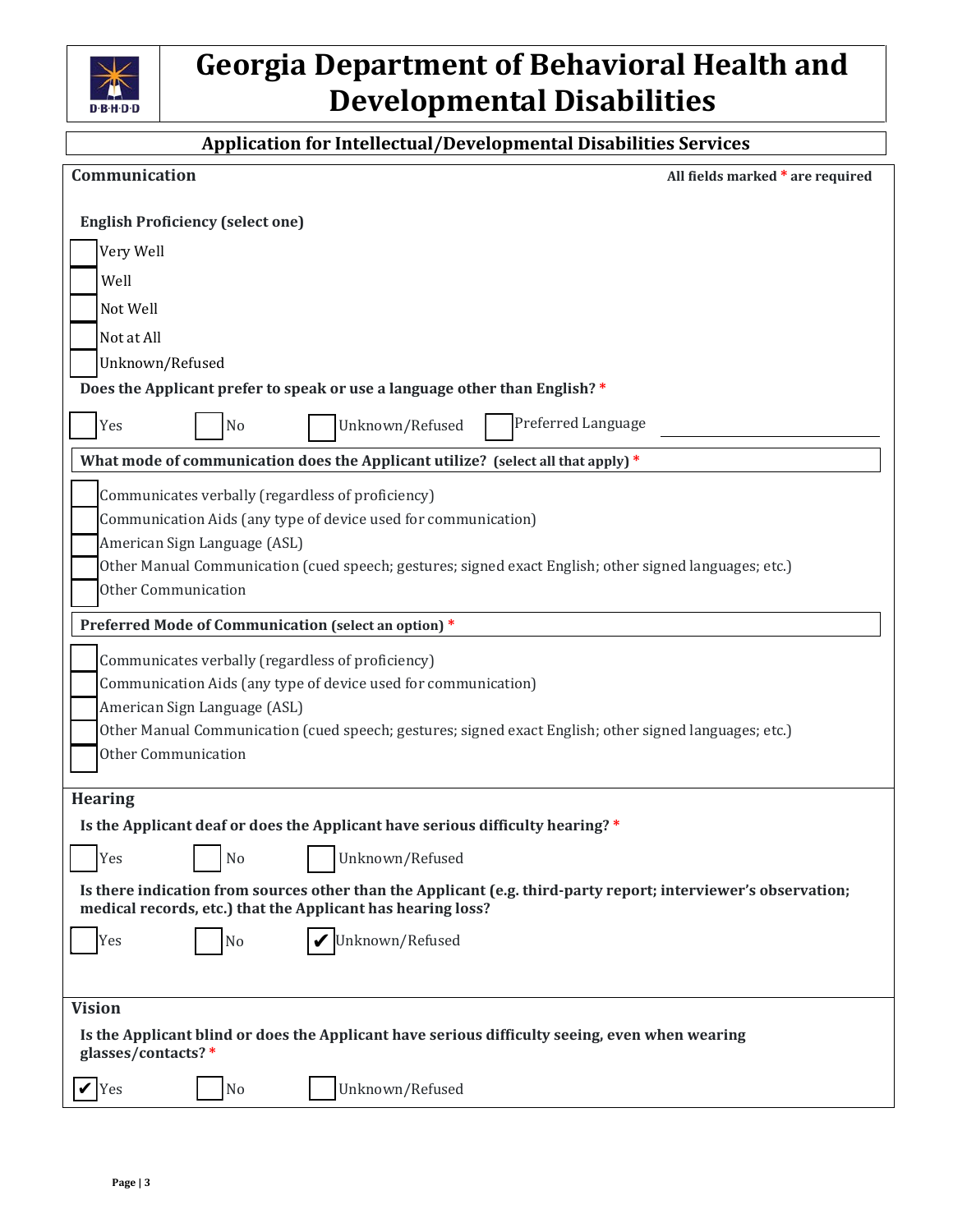# Georgia Department of Behavioral Health and Developmental Disabilities

## Application for Intellectual/Developmental Disabilities Services

### Communication

All fields marked * are required

**English Proficiency (select one)**

- ☐ Very Well
- ☐ Well
- ☐ Not Well
- ☐ Not at All
- ☐ Unknown/Refused

**Does the Applicant prefer to speak or use a language other than English? ***

☐ Yes ☐ No ☐ Unknown/Refused ☐ Preferred Language ______________________

**What mode of communication does the Applicant utilize? (select all that apply) ***

- ☐ Communicates verbally (regardless of proficiency)
- ☐ Communication Aids (any type of device used for communication)
- ☐ American Sign Language (ASL)
- ☐ Other Manual Communication (cued speech; gestures; signed exact English; other signed languages; etc.)
- ☐ Other Communication

**Preferred Mode of Communication (select an option) ***

- ☐ Communicates verbally (regardless of proficiency)
- ☐ Communication Aids (any type of device used for communication)
- ☐ American Sign Language (ASL)
- ☐ Other Manual Communication (cued speech; gestures; signed exact English; other signed languages; etc.)
- ☐ Other Communication

### Hearing

**Is the Applicant deaf or does the Applicant have serious difficulty hearing? ***

☐ Yes ☐ No ☐ Unknown/Refused

**Is there indication from sources other than the Applicant (e.g. third-party report; interviewer's observation; medical records, etc.) that the Applicant has hearing loss?**

☐ Yes ☐ No ☑ Unknown/Refused

### Vision

**Is the Applicant blind or does the Applicant have serious difficulty seeing, even when wearing glasses/contacts? ***

☑ Yes ☐ No ☐ Unknown/Refused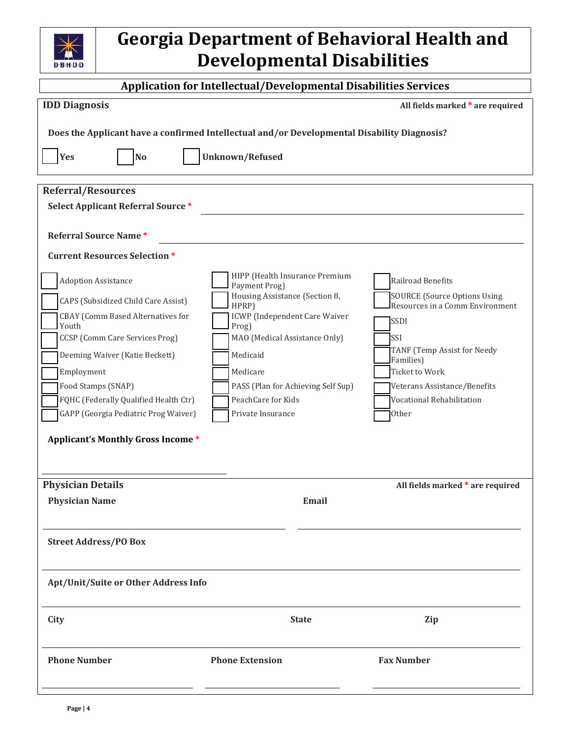# Georgia Department of Behavioral Health and Developmental Disabilities

## Application for Intellectual/Developmental Disabilities Services

### IDD Diagnosis

All fields marked * are required

**Does the Applicant have a confirmed Intellectual and/or Developmental Disability Diagnosis?**

☐ **Yes** ☐ **No** ☐ **Unknown/Refused**

### Referral/Resources

**Select Applicant Referral Source** * \_\_\_\_\_\_\_\_\_\_\_\_\_\_\_\_\_\_\_\_\_\_\_\_\_\_\_\_\_\_

**Referral Source Name** * \_\_\_\_\_\_\_\_\_\_\_\_\_\_\_\_\_\_\_\_\_\_\_\_\_\_\_\_\_\_

**Current Resources Selection** *

- ☐ Adoption Assistance
- ☐ CAPS (Subsidized Child Care Assist)
- ☐ CBAY (Comm Based Alternatives for Youth
- ☐ CCSP (Comm Care Services Prog)
- ☐ Deeming Waiver (Katie Beckett)
- ☐ Employment
- ☐ Food Stamps (SNAP)
- ☐ FQHC (Federally Qualified Health Ctr)
- ☐ GAPP (Georgia Pediatric Prog Waiver)
- ☐ HIPP (Health Insurance Premium Payment Prog)
- ☐ Housing Assistance (Section 8, HPRP)
- ☐ ICWP (Independent Care Waiver Prog)
- ☐ MAO (Medical Assistance Only)
- ☐ Medicaid
- ☐ Medicare
- ☐ PASS (Plan for Achieving Self Sup)
- ☐ PeachCare for Kids
- ☐ Private Insurance
- ☐ Railroad Benefits
- ☐ SOURCE (Source Options Using Resources in a Comm Environment
- ☐ SSDI
- ☐ SSI
- ☐ TANF (Temp Assist for Needy Families)
- ☐ Ticket to Work
- ☐ Veterans Assistance/Benefits
- ☐ Vocational Rehabilitation
- ☐ Other

**Applicant's Monthly Gross Income** *

\_\_\_\_\_\_\_\_\_\_\_\_\_\_\_\_\_\_\_\_\_\_\_\_\_\_\_\_\_\_

### Physician Details

All fields marked * are required

**Physician Name** \_\_\_\_\_\_\_\_\_\_\_\_\_\_\_\_\_\_\_\_ **Email** \_\_\_\_\_\_\_\_\_\_\_\_\_\_\_\_\_\_\_\_

**Street Address/PO Box** \_\_\_\_\_\_\_\_\_\_\_\_\_\_\_\_\_\_\_\_\_\_\_\_\_\_\_\_\_\_

**Apt/Unit/Suite or Other Address Info** \_\_\_\_\_\_\_\_\_\_\_\_\_\_\_\_\_\_\_\_\_\_\_\_\_\_\_\_\_\_

**City** \_\_\_\_\_\_\_\_\_\_\_\_\_\_\_\_ **State** \_\_\_\_\_\_\_\_ **Zip** \_\_\_\_\_\_\_\_

**Phone Number** \_\_\_\_\_\_\_\_\_\_\_\_\_\_\_\_ **Phone Extension** \_\_\_\_\_\_\_\_ **Fax Number** \_\_\_\_\_\_\_\_\_\_\_\_\_\_\_\_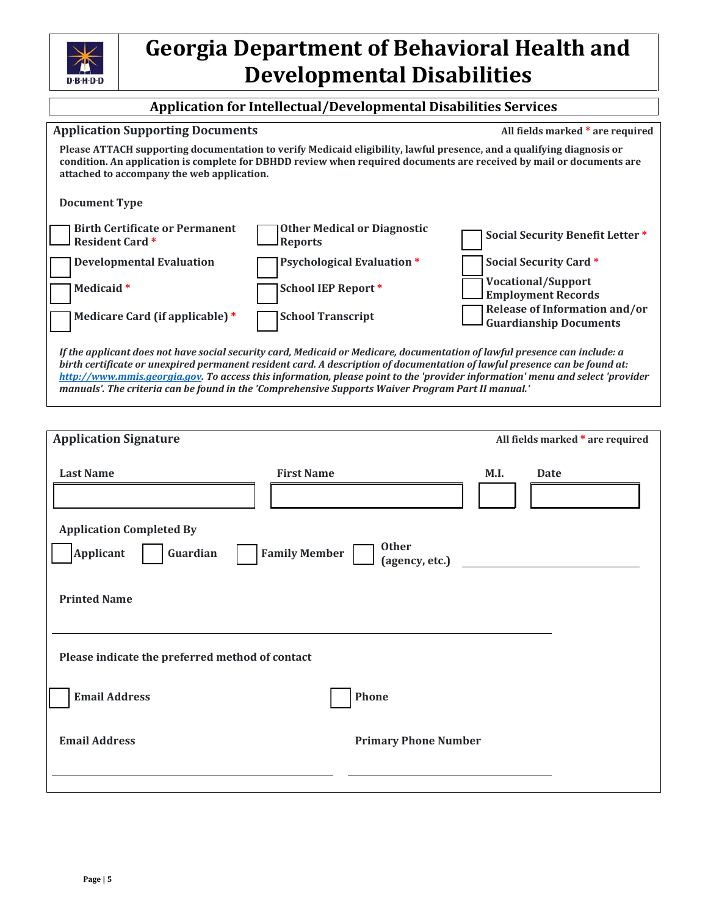# Georgia Department of Behavioral Health and Developmental Disabilities

## Application for Intellectual/Developmental Disabilities Services

### Application Supporting Documents

All fields marked * are required

**Please ATTACH supporting documentation to verify Medicaid eligibility, lawful presence, and a qualifying diagnosis or condition. An application is complete for DBHDD review when required documents are received by mail or documents are attached to accompany the web application.**

**Document Type**

- ☐ Birth Certificate or Permanent Resident Card *
- ☐ Developmental Evaluation
- ☐ Medicaid *
- ☐ Medicare Card (if applicable) *
- ☐ Other Medical or Diagnostic Reports
- ☐ Psychological Evaluation *
- ☐ School IEP Report *
- ☐ School Transcript
- ☐ Social Security Benefit Letter *
- ☐ Social Security Card *
- ☐ Vocational/Support Employment Records
- ☐ Release of Information and/or Guardianship Documents

*If the applicant does not have social security card, Medicaid or Medicare, documentation of lawful presence can include: a birth certificate or unexpired permanent resident card. A description of documentation of lawful presence can be found at: http://www.mmis.georgia.gov. To access this information, please point to the 'provider information' menu and select 'provider manuals'. The criteria can be found in the 'Comprehensive Supports Waiver Program Part II manual.'*

### Application Signature

All fields marked * are required

| Last Name | First Name | M.I. | Date |
| --- | --- | --- | --- |
| | | | |

**Application Completed By**

☐ Applicant ☐ Guardian ☐ Family Member ☐ Other (agency, etc.) ____________________

**Printed Name**

______________________________________________

**Please indicate the preferred method of contact**

☐ Email Address ☐ Phone

**Email Address** ______________________________

**Primary Phone Number** ______________________________